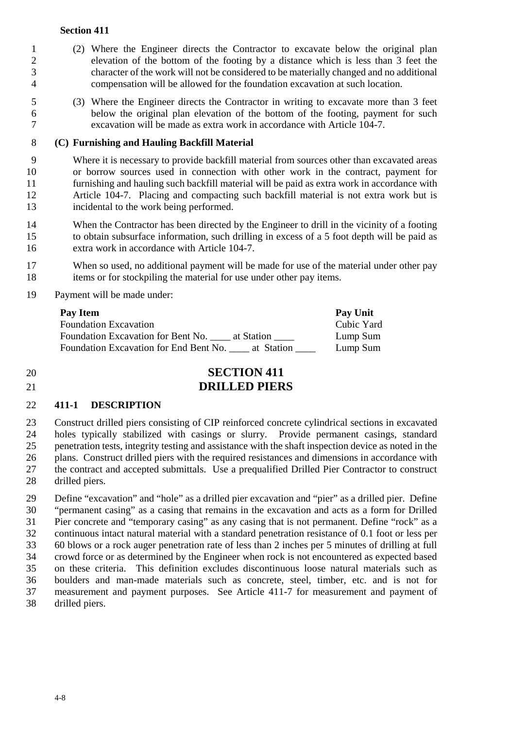(2) Where the Engineer directs the Contractor to excavate below the original plan elevation of the bottom of the footing by a distance which is less than 3 feet the character of the work will not be considered to be materially changed and no additional compensation will be allowed for the foundation excavation at such location.

(3) Where the Engineer directs the Contractor in writing to excavate more than 3 feet below the original plan elevation of the bottom of the footing, payment for such excavation will be made as extra work in accordance with Article 104-7.

### (C) Furnishing and Hauling Backfill Material

Where it is necessary to provide backfill material from sources other than excavated areas or borrow sources used in connection with other work in the contract, payment for furnishing and hauling such backfill material will be paid as extra work in accordance with Article 104-7. Placing and compacting such backfill material is not extra work but is incidental to the work being performed.

When the Contractor has been directed by the Engineer to drill in the vicinity of a footing to obtain subsurface information, such drilling in excess of a 5 foot depth will be paid as extra work in accordance with Article 104-7.

When so used, no additional payment will be made for use of the material under other pay items or for stockpiling the material for use under other pay items.

Payment will be made under:

| Pay Item | Pay Unit |
|---|---|
| Foundation Excavation | Cubic Yard |
| Foundation Excavation for Bent No. ____ at Station ____ | Lump Sum |
| Foundation Excavation for End Bent No. ____ at Station ____ | Lump Sum |

# SECTION 411
# DRILLED PIERS

## 411-1 DESCRIPTION

Construct drilled piers consisting of CIP reinforced concrete cylindrical sections in excavated holes typically stabilized with casings or slurry. Provide permanent casings, standard penetration tests, integrity testing and assistance with the shaft inspection device as noted in the plans. Construct drilled piers with the required resistances and dimensions in accordance with the contract and accepted submittals. Use a prequalified Drilled Pier Contractor to construct drilled piers.

Define "excavation" and "hole" as a drilled pier excavation and "pier" as a drilled pier. Define "permanent casing" as a casing that remains in the excavation and acts as a form for Drilled Pier concrete and "temporary casing" as any casing that is not permanent. Define "rock" as a continuous intact natural material with a standard penetration resistance of 0.1 foot or less per 60 blows or a rock auger penetration rate of less than 2 inches per 5 minutes of drilling at full crowd force or as determined by the Engineer when rock is not encountered as expected based on these criteria. This definition excludes discontinuous loose natural materials such as boulders and man-made materials such as concrete, steel, timber, etc. and is not for measurement and payment purposes. See Article 411-7 for measurement and payment of drilled piers.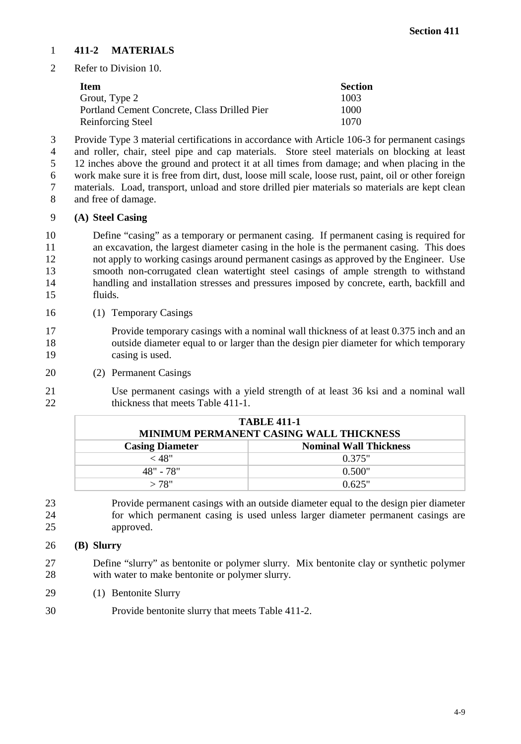## 411-2 MATERIALS

Refer to Division 10.

| Item | Section |
|---|---|
| Grout, Type 2 | 1003 |
| Portland Cement Concrete, Class Drilled Pier | 1000 |
| Reinforcing Steel | 1070 |

Provide Type 3 material certifications in accordance with Article 106-3 for permanent casings and roller, chair, steel pipe and cap materials. Store steel materials on blocking at least 12 inches above the ground and protect it at all times from damage; and when placing in the work make sure it is free from dirt, dust, loose mill scale, loose rust, paint, oil or other foreign materials. Load, transport, unload and store drilled pier materials so materials are kept clean and free of damage.

### (A) Steel Casing

Define "casing" as a temporary or permanent casing. If permanent casing is required for an excavation, the largest diameter casing in the hole is the permanent casing. This does not apply to working casings around permanent casings as approved by the Engineer. Use smooth non-corrugated clean watertight steel casings of ample strength to withstand handling and installation stresses and pressures imposed by concrete, earth, backfill and fluids.

(1) Temporary Casings

Provide temporary casings with a nominal wall thickness of at least 0.375 inch and an outside diameter equal to or larger than the design pier diameter for which temporary casing is used.

(2) Permanent Casings

Use permanent casings with a yield strength of at least 36 ksi and a nominal wall thickness that meets Table 411-1.

| TABLE 411-1<br>MINIMUM PERMANENT CASING WALL THICKNESS | |
|---|---|
| **Casing Diameter** | **Nominal Wall Thickness** |
| < 48" | 0.375" |
| 48" - 78" | 0.500" |
| > 78" | 0.625" |

Provide permanent casings with an outside diameter equal to the design pier diameter for which permanent casing is used unless larger diameter permanent casings are approved.

### (B) Slurry

Define "slurry" as bentonite or polymer slurry. Mix bentonite clay or synthetic polymer with water to make bentonite or polymer slurry.

(1) Bentonite Slurry

Provide bentonite slurry that meets Table 411-2.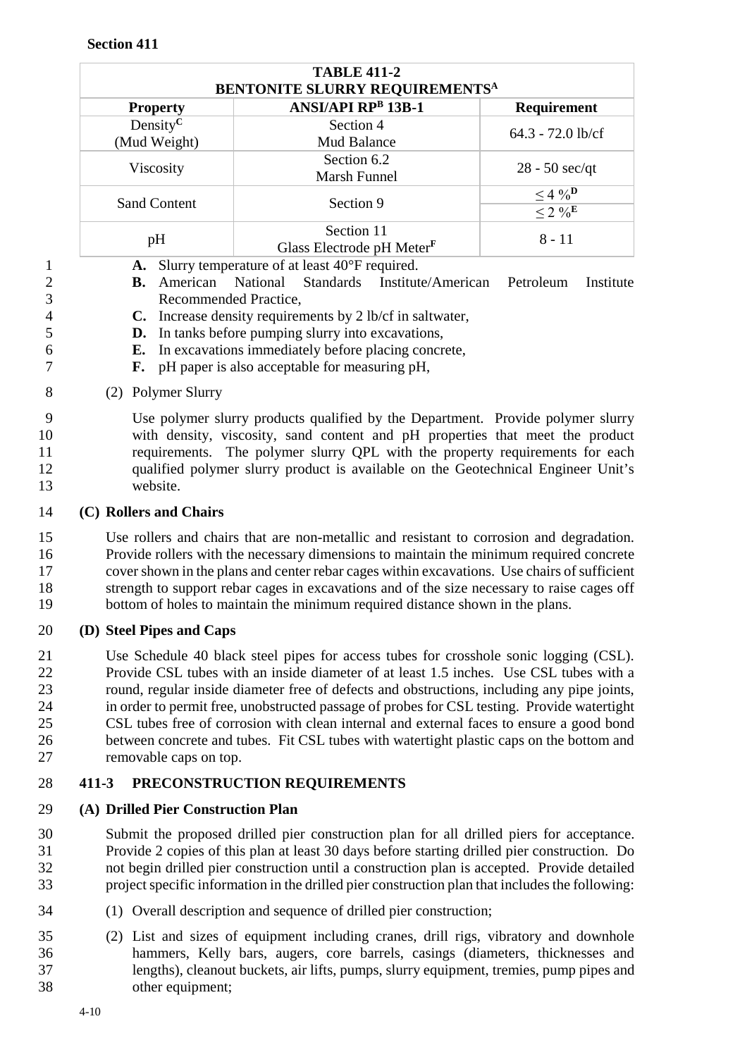**TABLE 411-2**
**BENTONITE SLURRY REQUIREMENTS[A]**

| Property | ANSI/API RP[B] 13B-1 | Requirement |
|---|---|---|
| Density[C] (Mud Weight) | Section 4 Mud Balance | 64.3 - 72.0 lb/cf |
| Viscosity | Section 6.2 Marsh Funnel | 28 - 50 sec/qt |
| Sand Content | Section 9 | ≤ 4 %[D] |
| | | ≤ 2 %[E] |
| pH | Section 11 Glass Electrode pH Meter[F] | 8 - 11 |

**A.** Slurry temperature of at least 40°F required.
**B.** American National Standards Institute/American Petroleum Institute Recommended Practice,
**C.** Increase density requirements by 2 lb/cf in saltwater,
**D.** In tanks before pumping slurry into excavations,
**E.** In excavations immediately before placing concrete,
**F.** pH paper is also acceptable for measuring pH,

(2) Polymer Slurry

Use polymer slurry products qualified by the Department. Provide polymer slurry with density, viscosity, sand content and pH properties that meet the product requirements. The polymer slurry QPL with the property requirements for each qualified polymer slurry product is available on the Geotechnical Engineer Unit's website.

### (C) Rollers and Chairs

Use rollers and chairs that are non-metallic and resistant to corrosion and degradation. Provide rollers with the necessary dimensions to maintain the minimum required concrete cover shown in the plans and center rebar cages within excavations. Use chairs of sufficient strength to support rebar cages in excavations and of the size necessary to raise cages off bottom of holes to maintain the minimum required distance shown in the plans.

### (D) Steel Pipes and Caps

Use Schedule 40 black steel pipes for access tubes for crosshole sonic logging (CSL). Provide CSL tubes with an inside diameter of at least 1.5 inches. Use CSL tubes with a round, regular inside diameter free of defects and obstructions, including any pipe joints, in order to permit free, unobstructed passage of probes for CSL testing. Provide watertight CSL tubes free of corrosion with clean internal and external faces to ensure a good bond between concrete and tubes. Fit CSL tubes with watertight plastic caps on the bottom and removable caps on top.

## 411-3 PRECONSTRUCTION REQUIREMENTS

### (A) Drilled Pier Construction Plan

Submit the proposed drilled pier construction plan for all drilled piers for acceptance. Provide 2 copies of this plan at least 30 days before starting drilled pier construction. Do not begin drilled pier construction until a construction plan is accepted. Provide detailed project specific information in the drilled pier construction plan that includes the following:

(1) Overall description and sequence of drilled pier construction;

(2) List and sizes of equipment including cranes, drill rigs, vibratory and downhole hammers, Kelly bars, augers, core barrels, casings (diameters, thicknesses and lengths), cleanout buckets, air lifts, pumps, slurry equipment, tremies, pump pipes and other equipment;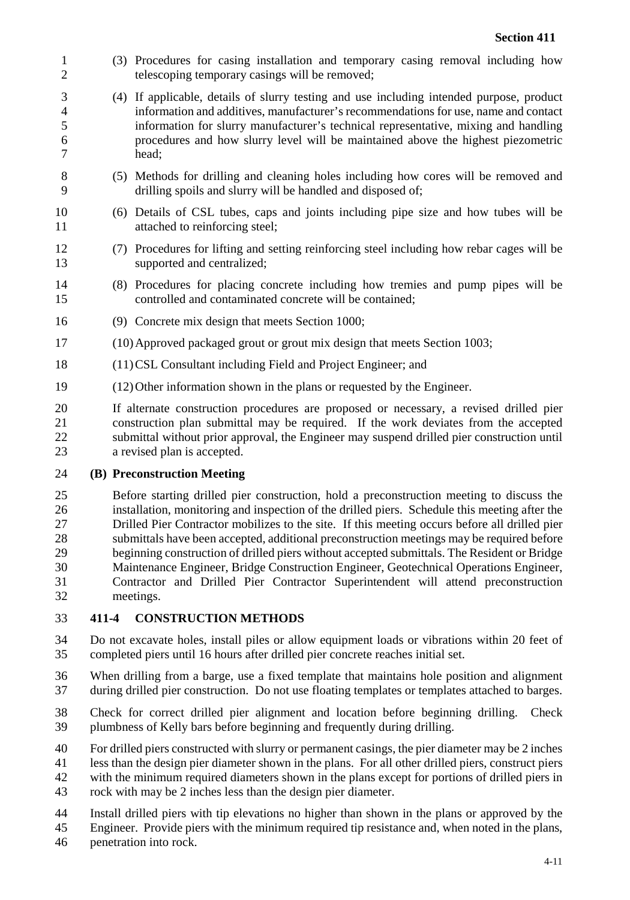(3) Procedures for casing installation and temporary casing removal including how telescoping temporary casings will be removed;

(4) If applicable, details of slurry testing and use including intended purpose, product information and additives, manufacturer's recommendations for use, name and contact information for slurry manufacturer's technical representative, mixing and handling procedures and how slurry level will be maintained above the highest piezometric head;

(5) Methods for drilling and cleaning holes including how cores will be removed and drilling spoils and slurry will be handled and disposed of;

(6) Details of CSL tubes, caps and joints including pipe size and how tubes will be attached to reinforcing steel;

(7) Procedures for lifting and setting reinforcing steel including how rebar cages will be supported and centralized;

(8) Procedures for placing concrete including how tremies and pump pipes will be controlled and contaminated concrete will be contained;

(9) Concrete mix design that meets Section 1000;

(10) Approved packaged grout or grout mix design that meets Section 1003;

(11) CSL Consultant including Field and Project Engineer; and

(12) Other information shown in the plans or requested by the Engineer.

If alternate construction procedures are proposed or necessary, a revised drilled pier construction plan submittal may be required. If the work deviates from the accepted submittal without prior approval, the Engineer may suspend drilled pier construction until a revised plan is accepted.

**(B) Preconstruction Meeting**

Before starting drilled pier construction, hold a preconstruction meeting to discuss the installation, monitoring and inspection of the drilled piers. Schedule this meeting after the Drilled Pier Contractor mobilizes to the site. If this meeting occurs before all drilled pier submittals have been accepted, additional preconstruction meetings may be required before beginning construction of drilled piers without accepted submittals. The Resident or Bridge Maintenance Engineer, Bridge Construction Engineer, Geotechnical Operations Engineer, Contractor and Drilled Pier Contractor Superintendent will attend preconstruction meetings.

## 411-4 CONSTRUCTION METHODS

Do not excavate holes, install piles or allow equipment loads or vibrations within 20 feet of completed piers until 16 hours after drilled pier concrete reaches initial set.

When drilling from a barge, use a fixed template that maintains hole position and alignment during drilled pier construction. Do not use floating templates or templates attached to barges.

Check for correct drilled pier alignment and location before beginning drilling. Check plumbness of Kelly bars before beginning and frequently during drilling.

For drilled piers constructed with slurry or permanent casings, the pier diameter may be 2 inches less than the design pier diameter shown in the plans. For all other drilled piers, construct piers with the minimum required diameters shown in the plans except for portions of drilled piers in rock with may be 2 inches less than the design pier diameter.

Install drilled piers with tip elevations no higher than shown in the plans or approved by the Engineer. Provide piers with the minimum required tip resistance and, when noted in the plans, penetration into rock.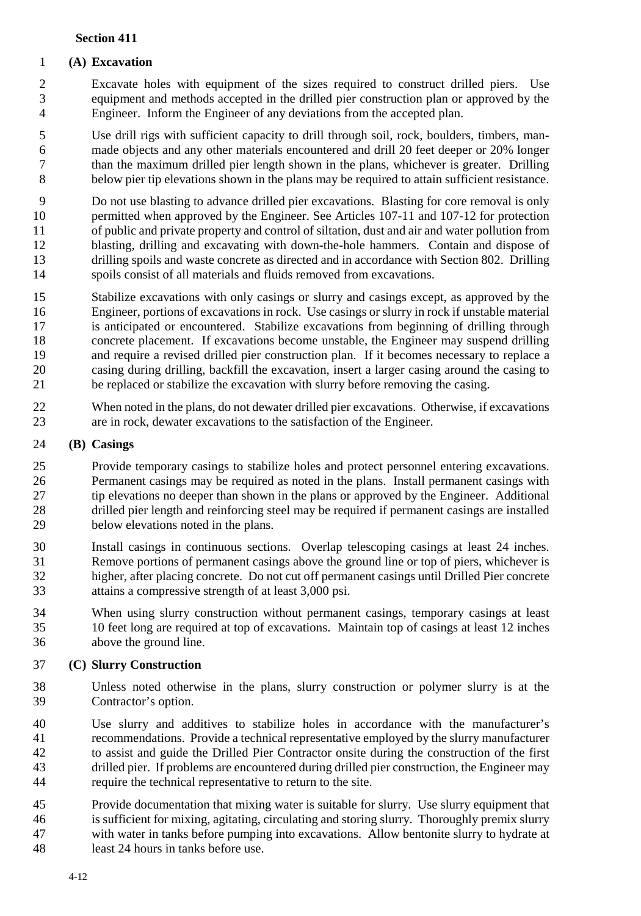## Section 411

### (A) Excavation

Excavate holes with equipment of the sizes required to construct drilled piers. Use equipment and methods accepted in the drilled pier construction plan or approved by the Engineer. Inform the Engineer of any deviations from the accepted plan.

Use drill rigs with sufficient capacity to drill through soil, rock, boulders, timbers, man-made objects and any other materials encountered and drill 20 feet deeper or 20% longer than the maximum drilled pier length shown in the plans, whichever is greater. Drilling below pier tip elevations shown in the plans may be required to attain sufficient resistance.

Do not use blasting to advance drilled pier excavations. Blasting for core removal is only permitted when approved by the Engineer. See Articles 107-11 and 107-12 for protection of public and private property and control of siltation, dust and air and water pollution from blasting, drilling and excavating with down-the-hole hammers. Contain and dispose of drilling spoils and waste concrete as directed and in accordance with Section 802. Drilling spoils consist of all materials and fluids removed from excavations.

Stabilize excavations with only casings or slurry and casings except, as approved by the Engineer, portions of excavations in rock. Use casings or slurry in rock if unstable material is anticipated or encountered. Stabilize excavations from beginning of drilling through concrete placement. If excavations become unstable, the Engineer may suspend drilling and require a revised drilled pier construction plan. If it becomes necessary to replace a casing during drilling, backfill the excavation, insert a larger casing around the casing to be replaced or stabilize the excavation with slurry before removing the casing.

When noted in the plans, do not dewater drilled pier excavations. Otherwise, if excavations are in rock, dewater excavations to the satisfaction of the Engineer.

### (B) Casings

Provide temporary casings to stabilize holes and protect personnel entering excavations. Permanent casings may be required as noted in the plans. Install permanent casings with tip elevations no deeper than shown in the plans or approved by the Engineer. Additional drilled pier length and reinforcing steel may be required if permanent casings are installed below elevations noted in the plans.

Install casings in continuous sections. Overlap telescoping casings at least 24 inches. Remove portions of permanent casings above the ground line or top of piers, whichever is higher, after placing concrete. Do not cut off permanent casings until Drilled Pier concrete attains a compressive strength of at least 3,000 psi.

When using slurry construction without permanent casings, temporary casings at least 10 feet long are required at top of excavations. Maintain top of casings at least 12 inches above the ground line.

### (C) Slurry Construction

Unless noted otherwise in the plans, slurry construction or polymer slurry is at the Contractor's option.

Use slurry and additives to stabilize holes in accordance with the manufacturer's recommendations. Provide a technical representative employed by the slurry manufacturer to assist and guide the Drilled Pier Contractor onsite during the construction of the first drilled pier. If problems are encountered during drilled pier construction, the Engineer may require the technical representative to return to the site.

Provide documentation that mixing water is suitable for slurry. Use slurry equipment that is sufficient for mixing, agitating, circulating and storing slurry. Thoroughly premix slurry with water in tanks before pumping into excavations. Allow bentonite slurry to hydrate at least 24 hours in tanks before use.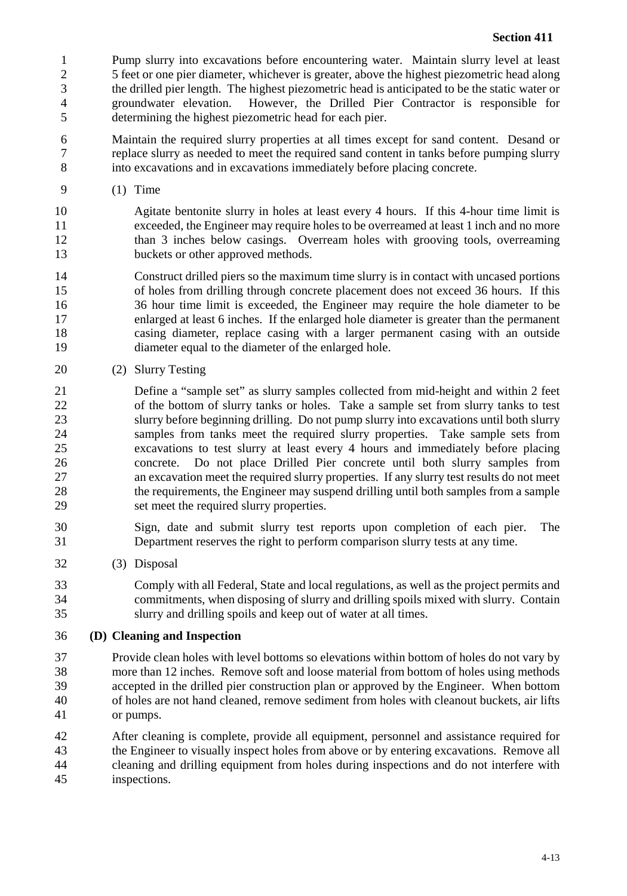Pump slurry into excavations before encountering water. Maintain slurry level at least 5 feet or one pier diameter, whichever is greater, above the highest piezometric head along the drilled pier length. The highest piezometric head is anticipated to be the static water or groundwater elevation. However, the Drilled Pier Contractor is responsible for determining the highest piezometric head for each pier.

Maintain the required slurry properties at all times except for sand content. Desand or replace slurry as needed to meet the required sand content in tanks before pumping slurry into excavations and in excavations immediately before placing concrete.

(1) Time

Agitate bentonite slurry in holes at least every 4 hours. If this 4-hour time limit is exceeded, the Engineer may require holes to be overreamed at least 1 inch and no more than 3 inches below casings. Overream holes with grooving tools, overreaming buckets or other approved methods.

Construct drilled piers so the maximum time slurry is in contact with uncased portions of holes from drilling through concrete placement does not exceed 36 hours. If this 36 hour time limit is exceeded, the Engineer may require the hole diameter to be enlarged at least 6 inches. If the enlarged hole diameter is greater than the permanent casing diameter, replace casing with a larger permanent casing with an outside diameter equal to the diameter of the enlarged hole.

(2) Slurry Testing

Define a "sample set" as slurry samples collected from mid-height and within 2 feet of the bottom of slurry tanks or holes. Take a sample set from slurry tanks to test slurry before beginning drilling. Do not pump slurry into excavations until both slurry samples from tanks meet the required slurry properties. Take sample sets from excavations to test slurry at least every 4 hours and immediately before placing concrete. Do not place Drilled Pier concrete until both slurry samples from an excavation meet the required slurry properties. If any slurry test results do not meet the requirements, the Engineer may suspend drilling until both samples from a sample set meet the required slurry properties.

Sign, date and submit slurry test reports upon completion of each pier. The Department reserves the right to perform comparison slurry tests at any time.

(3) Disposal

Comply with all Federal, State and local regulations, as well as the project permits and commitments, when disposing of slurry and drilling spoils mixed with slurry. Contain slurry and drilling spoils and keep out of water at all times.

**(D) Cleaning and Inspection**

Provide clean holes with level bottoms so elevations within bottom of holes do not vary by more than 12 inches. Remove soft and loose material from bottom of holes using methods accepted in the drilled pier construction plan or approved by the Engineer. When bottom of holes are not hand cleaned, remove sediment from holes with cleanout buckets, air lifts or pumps.

After cleaning is complete, provide all equipment, personnel and assistance required for the Engineer to visually inspect holes from above or by entering excavations. Remove all cleaning and drilling equipment from holes during inspections and do not interfere with inspections.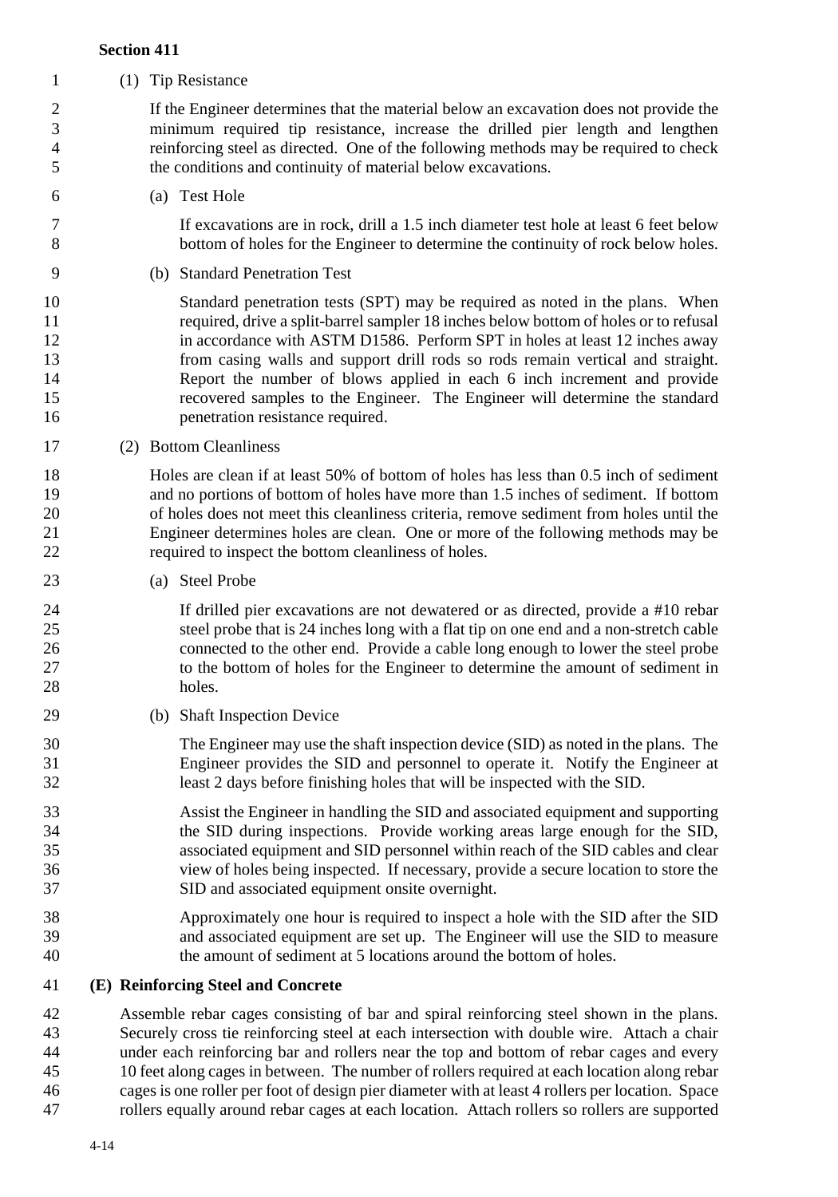(1) Tip Resistance

If the Engineer determines that the material below an excavation does not provide the minimum required tip resistance, increase the drilled pier length and lengthen reinforcing steel as directed. One of the following methods may be required to check the conditions and continuity of material below excavations.

(a) Test Hole

If excavations are in rock, drill a 1.5 inch diameter test hole at least 6 feet below bottom of holes for the Engineer to determine the continuity of rock below holes.

(b) Standard Penetration Test

Standard penetration tests (SPT) may be required as noted in the plans. When required, drive a split-barrel sampler 18 inches below bottom of holes or to refusal in accordance with ASTM D1586. Perform SPT in holes at least 12 inches away from casing walls and support drill rods so rods remain vertical and straight. Report the number of blows applied in each 6 inch increment and provide recovered samples to the Engineer. The Engineer will determine the standard penetration resistance required.

(2) Bottom Cleanliness

Holes are clean if at least 50% of bottom of holes has less than 0.5 inch of sediment and no portions of bottom of holes have more than 1.5 inches of sediment. If bottom of holes does not meet this cleanliness criteria, remove sediment from holes until the Engineer determines holes are clean. One or more of the following methods may be required to inspect the bottom cleanliness of holes.

(a) Steel Probe

If drilled pier excavations are not dewatered or as directed, provide a #10 rebar steel probe that is 24 inches long with a flat tip on one end and a non-stretch cable connected to the other end. Provide a cable long enough to lower the steel probe to the bottom of holes for the Engineer to determine the amount of sediment in holes.

(b) Shaft Inspection Device

The Engineer may use the shaft inspection device (SID) as noted in the plans. The Engineer provides the SID and personnel to operate it. Notify the Engineer at least 2 days before finishing holes that will be inspected with the SID.

Assist the Engineer in handling the SID and associated equipment and supporting the SID during inspections. Provide working areas large enough for the SID, associated equipment and SID personnel within reach of the SID cables and clear view of holes being inspected. If necessary, provide a secure location to store the SID and associated equipment onsite overnight.

Approximately one hour is required to inspect a hole with the SID after the SID and associated equipment are set up. The Engineer will use the SID to measure the amount of sediment at 5 locations around the bottom of holes.

**(E) Reinforcing Steel and Concrete**

Assemble rebar cages consisting of bar and spiral reinforcing steel shown in the plans. Securely cross tie reinforcing steel at each intersection with double wire. Attach a chair under each reinforcing bar and rollers near the top and bottom of rebar cages and every 10 feet along cages in between. The number of rollers required at each location along rebar cages is one roller per foot of design pier diameter with at least 4 rollers per location. Space rollers equally around rebar cages at each location. Attach rollers so rollers are supported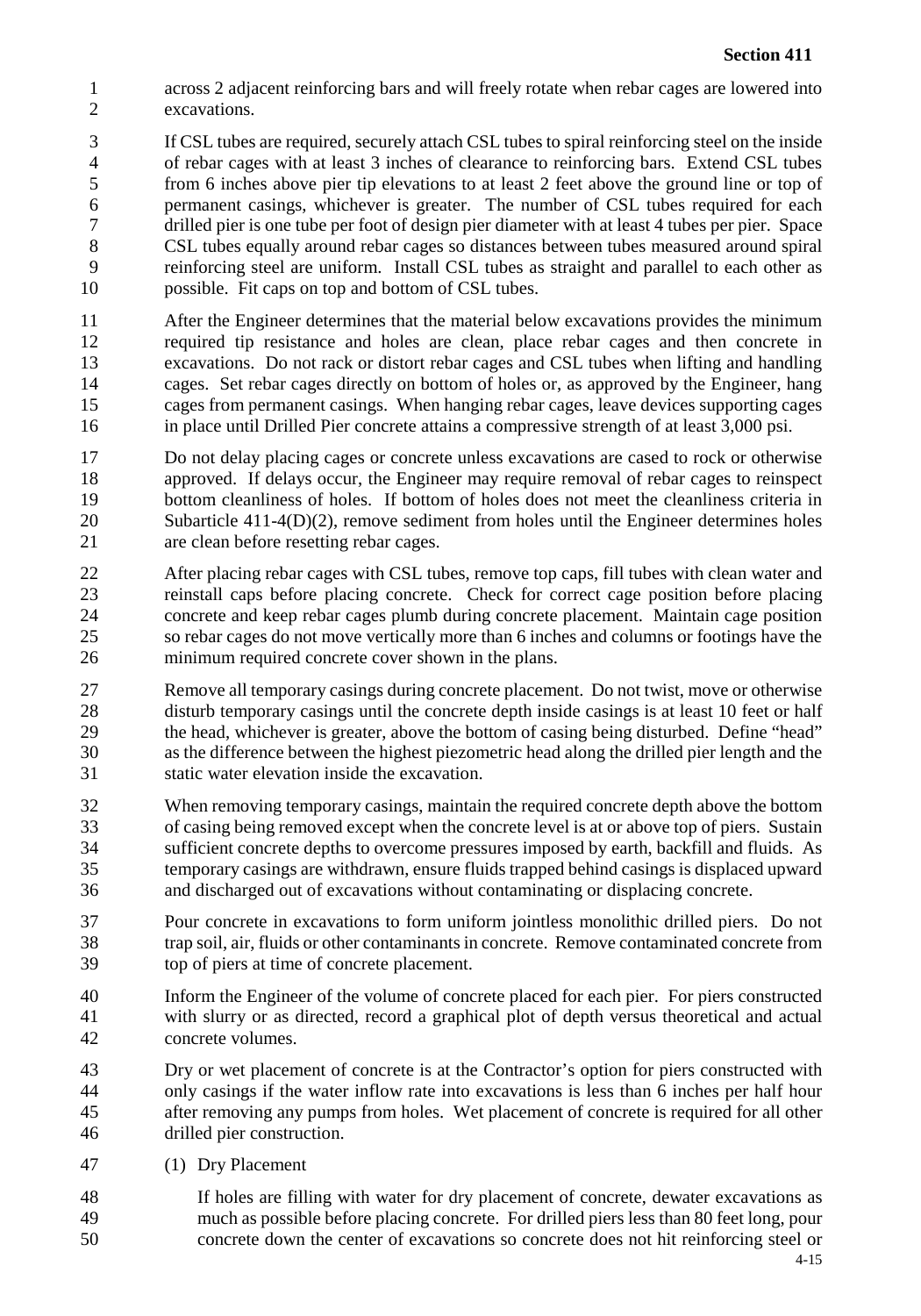across 2 adjacent reinforcing bars and will freely rotate when rebar cages are lowered into excavations.

If CSL tubes are required, securely attach CSL tubes to spiral reinforcing steel on the inside of rebar cages with at least 3 inches of clearance to reinforcing bars. Extend CSL tubes from 6 inches above pier tip elevations to at least 2 feet above the ground line or top of permanent casings, whichever is greater. The number of CSL tubes required for each drilled pier is one tube per foot of design pier diameter with at least 4 tubes per pier. Space CSL tubes equally around rebar cages so distances between tubes measured around spiral reinforcing steel are uniform. Install CSL tubes as straight and parallel to each other as possible. Fit caps on top and bottom of CSL tubes.

After the Engineer determines that the material below excavations provides the minimum required tip resistance and holes are clean, place rebar cages and then concrete in excavations. Do not rack or distort rebar cages and CSL tubes when lifting and handling cages. Set rebar cages directly on bottom of holes or, as approved by the Engineer, hang cages from permanent casings. When hanging rebar cages, leave devices supporting cages in place until Drilled Pier concrete attains a compressive strength of at least 3,000 psi.

Do not delay placing cages or concrete unless excavations are cased to rock or otherwise approved. If delays occur, the Engineer may require removal of rebar cages to reinspect bottom cleanliness of holes. If bottom of holes does not meet the cleanliness criteria in Subarticle 411-4(D)(2), remove sediment from holes until the Engineer determines holes are clean before resetting rebar cages.

After placing rebar cages with CSL tubes, remove top caps, fill tubes with clean water and reinstall caps before placing concrete. Check for correct cage position before placing concrete and keep rebar cages plumb during concrete placement. Maintain cage position so rebar cages do not move vertically more than 6 inches and columns or footings have the minimum required concrete cover shown in the plans.

Remove all temporary casings during concrete placement. Do not twist, move or otherwise disturb temporary casings until the concrete depth inside casings is at least 10 feet or half the head, whichever is greater, above the bottom of casing being disturbed. Define "head" as the difference between the highest piezometric head along the drilled pier length and the static water elevation inside the excavation.

When removing temporary casings, maintain the required concrete depth above the bottom of casing being removed except when the concrete level is at or above top of piers. Sustain sufficient concrete depths to overcome pressures imposed by earth, backfill and fluids. As temporary casings are withdrawn, ensure fluids trapped behind casings is displaced upward and discharged out of excavations without contaminating or displacing concrete.

Pour concrete in excavations to form uniform jointless monolithic drilled piers. Do not trap soil, air, fluids or other contaminants in concrete. Remove contaminated concrete from top of piers at time of concrete placement.

Inform the Engineer of the volume of concrete placed for each pier. For piers constructed with slurry or as directed, record a graphical plot of depth versus theoretical and actual concrete volumes.

Dry or wet placement of concrete is at the Contractor's option for piers constructed with only casings if the water inflow rate into excavations is less than 6 inches per half hour after removing any pumps from holes. Wet placement of concrete is required for all other drilled pier construction.

(1) Dry Placement

If holes are filling with water for dry placement of concrete, dewater excavations as much as possible before placing concrete. For drilled piers less than 80 feet long, pour concrete down the center of excavations so concrete does not hit reinforcing steel or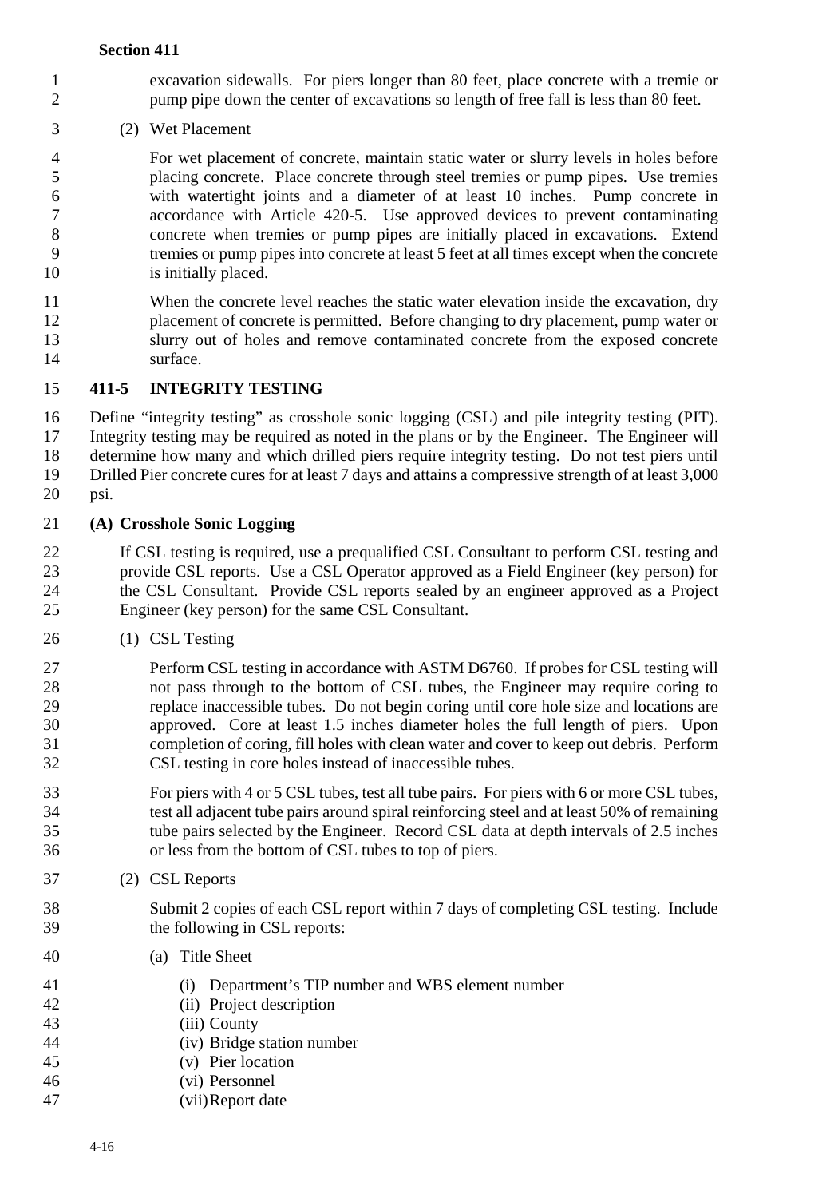excavation sidewalls. For piers longer than 80 feet, place concrete with a tremie or pump pipe down the center of excavations so length of free fall is less than 80 feet.

(2) Wet Placement

For wet placement of concrete, maintain static water or slurry levels in holes before placing concrete. Place concrete through steel tremies or pump pipes. Use tremies with watertight joints and a diameter of at least 10 inches. Pump concrete in accordance with Article 420-5. Use approved devices to prevent contaminating concrete when tremies or pump pipes are initially placed in excavations. Extend tremies or pump pipes into concrete at least 5 feet at all times except when the concrete is initially placed.

When the concrete level reaches the static water elevation inside the excavation, dry placement of concrete is permitted. Before changing to dry placement, pump water or slurry out of holes and remove contaminated concrete from the exposed concrete surface.

## 411-5 INTEGRITY TESTING

Define "integrity testing" as crosshole sonic logging (CSL) and pile integrity testing (PIT). Integrity testing may be required as noted in the plans or by the Engineer. The Engineer will determine how many and which drilled piers require integrity testing. Do not test piers until Drilled Pier concrete cures for at least 7 days and attains a compressive strength of at least 3,000 psi.

### (A) Crosshole Sonic Logging

If CSL testing is required, use a prequalified CSL Consultant to perform CSL testing and provide CSL reports. Use a CSL Operator approved as a Field Engineer (key person) for the CSL Consultant. Provide CSL reports sealed by an engineer approved as a Project Engineer (key person) for the same CSL Consultant.

(1) CSL Testing

Perform CSL testing in accordance with ASTM D6760. If probes for CSL testing will not pass through to the bottom of CSL tubes, the Engineer may require coring to replace inaccessible tubes. Do not begin coring until core hole size and locations are approved. Core at least 1.5 inches diameter holes the full length of piers. Upon completion of coring, fill holes with clean water and cover to keep out debris. Perform CSL testing in core holes instead of inaccessible tubes.

For piers with 4 or 5 CSL tubes, test all tube pairs. For piers with 6 or more CSL tubes, test all adjacent tube pairs around spiral reinforcing steel and at least 50% of remaining tube pairs selected by the Engineer. Record CSL data at depth intervals of 2.5 inches or less from the bottom of CSL tubes to top of piers.

(2) CSL Reports

Submit 2 copies of each CSL report within 7 days of completing CSL testing. Include the following in CSL reports:

(a) Title Sheet

(i) Department's TIP number and WBS element number
(ii) Project description
(iii) County
(iv) Bridge station number
(v) Pier location
(vi) Personnel
(vii) Report date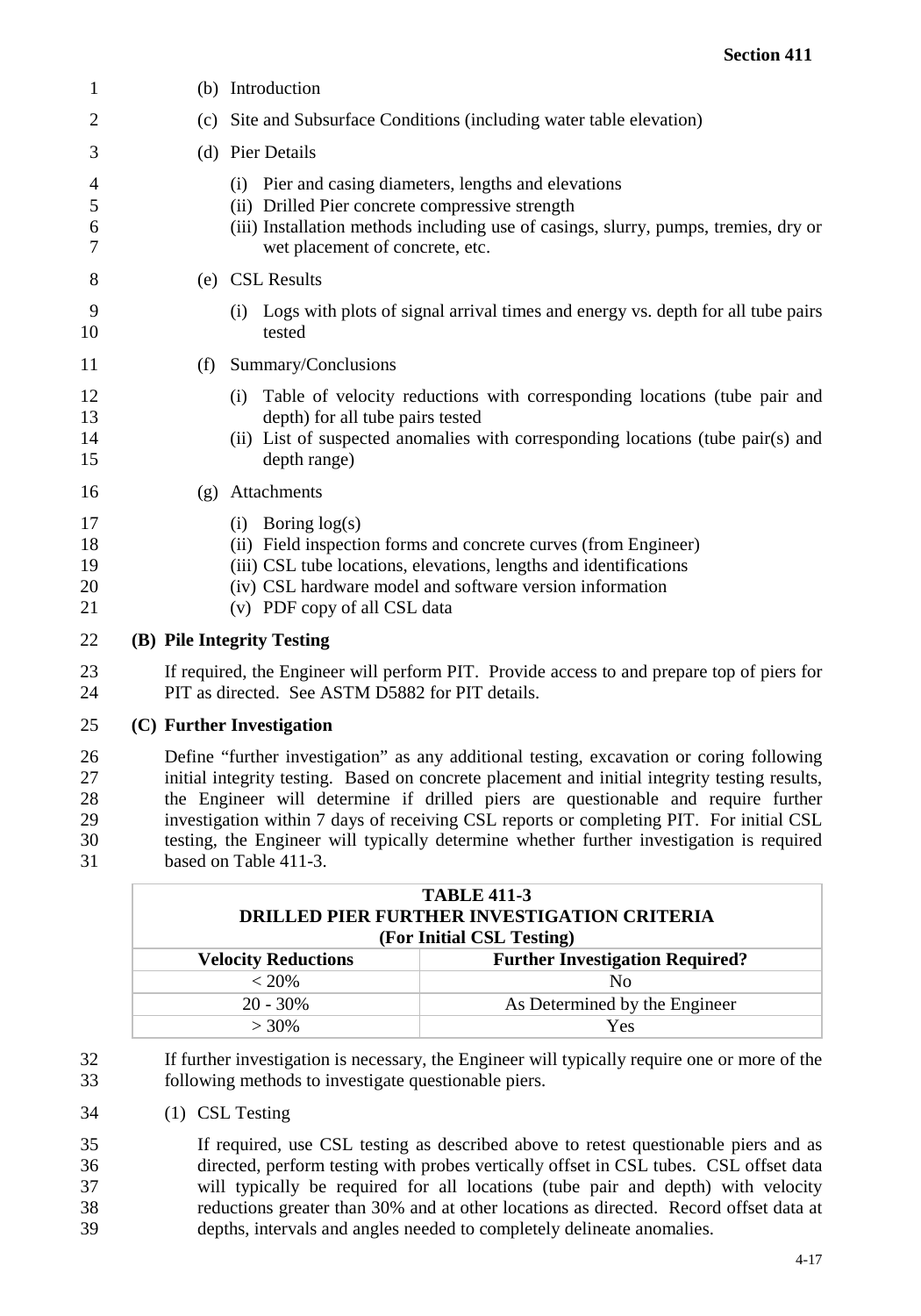(b) Introduction

(c) Site and Subsurface Conditions (including water table elevation)

(d) Pier Details

(i) Pier and casing diameters, lengths and elevations
(ii) Drilled Pier concrete compressive strength
(iii) Installation methods including use of casings, slurry, pumps, tremies, dry or wet placement of concrete, etc.

(e) CSL Results

(i) Logs with plots of signal arrival times and energy vs. depth for all tube pairs tested

(f) Summary/Conclusions

(i) Table of velocity reductions with corresponding locations (tube pair and depth) for all tube pairs tested
(ii) List of suspected anomalies with corresponding locations (tube pair(s) and depth range)

(g) Attachments

(i) Boring log(s)
(ii) Field inspection forms and concrete curves (from Engineer)
(iii) CSL tube locations, elevations, lengths and identifications
(iv) CSL hardware model and software version information
(v) PDF copy of all CSL data

**(B) Pile Integrity Testing**

If required, the Engineer will perform PIT. Provide access to and prepare top of piers for PIT as directed. See ASTM D5882 for PIT details.

**(C) Further Investigation**

Define "further investigation" as any additional testing, excavation or coring following initial integrity testing. Based on concrete placement and initial integrity testing results, the Engineer will determine if drilled piers are questionable and require further investigation within 7 days of receiving CSL reports or completing PIT. For initial CSL testing, the Engineer will typically determine whether further investigation is required based on Table 411-3.

**TABLE 411-3**
**DRILLED PIER FURTHER INVESTIGATION CRITERIA**
**(For Initial CSL Testing)**

| Velocity Reductions | Further Investigation Required? |
|---|---|
| < 20% | No |
| 20 - 30% | As Determined by the Engineer |
| > 30% | Yes |

If further investigation is necessary, the Engineer will typically require one or more of the following methods to investigate questionable piers.

(1) CSL Testing

If required, use CSL testing as described above to retest questionable piers and as directed, perform testing with probes vertically offset in CSL tubes. CSL offset data will typically be required for all locations (tube pair and depth) with velocity reductions greater than 30% and at other locations as directed. Record offset data at depths, intervals and angles needed to completely delineate anomalies.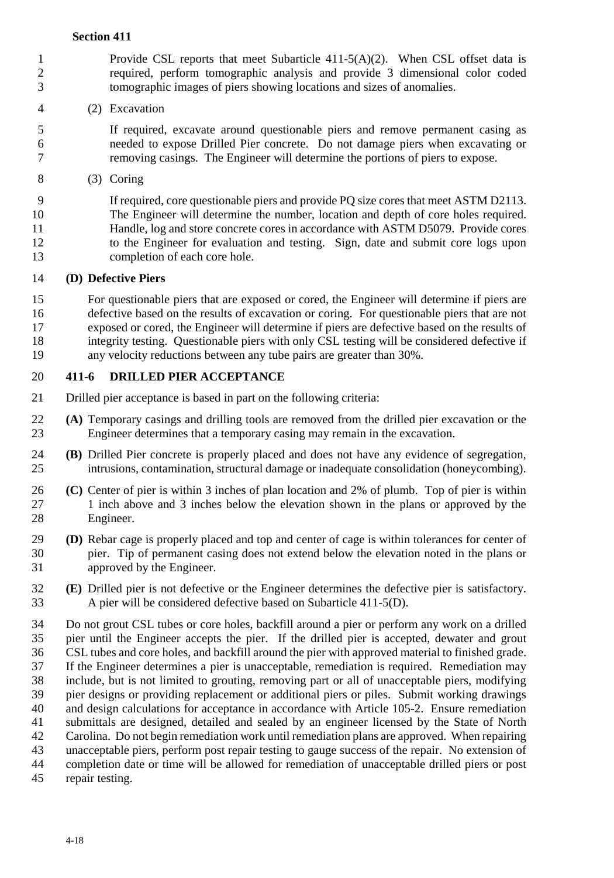Provide CSL reports that meet Subarticle 411-5(A)(2). When CSL offset data is required, perform tomographic analysis and provide 3 dimensional color coded tomographic images of piers showing locations and sizes of anomalies.

(2) Excavation

If required, excavate around questionable piers and remove permanent casing as needed to expose Drilled Pier concrete. Do not damage piers when excavating or removing casings. The Engineer will determine the portions of piers to expose.

(3) Coring

If required, core questionable piers and provide PQ size cores that meet ASTM D2113. The Engineer will determine the number, location and depth of core holes required. Handle, log and store concrete cores in accordance with ASTM D5079. Provide cores to the Engineer for evaluation and testing. Sign, date and submit core logs upon completion of each core hole.

**(D) Defective Piers**

For questionable piers that are exposed or cored, the Engineer will determine if piers are defective based on the results of excavation or coring. For questionable piers that are not exposed or cored, the Engineer will determine if piers are defective based on the results of integrity testing. Questionable piers with only CSL testing will be considered defective if any velocity reductions between any tube pairs are greater than 30%.

## 411-6 DRILLED PIER ACCEPTANCE

Drilled pier acceptance is based in part on the following criteria:

**(A)** Temporary casings and drilling tools are removed from the drilled pier excavation or the Engineer determines that a temporary casing may remain in the excavation.

**(B)** Drilled Pier concrete is properly placed and does not have any evidence of segregation, intrusions, contamination, structural damage or inadequate consolidation (honeycombing).

**(C)** Center of pier is within 3 inches of plan location and 2% of plumb. Top of pier is within 1 inch above and 3 inches below the elevation shown in the plans or approved by the Engineer.

**(D)** Rebar cage is properly placed and top and center of cage is within tolerances for center of pier. Tip of permanent casing does not extend below the elevation noted in the plans or approved by the Engineer.

**(E)** Drilled pier is not defective or the Engineer determines the defective pier is satisfactory. A pier will be considered defective based on Subarticle 411-5(D).

Do not grout CSL tubes or core holes, backfill around a pier or perform any work on a drilled pier until the Engineer accepts the pier. If the drilled pier is accepted, dewater and grout CSL tubes and core holes, and backfill around the pier with approved material to finished grade. If the Engineer determines a pier is unacceptable, remediation is required. Remediation may include, but is not limited to grouting, removing part or all of unacceptable piers, modifying pier designs or providing replacement or additional piers or piles. Submit working drawings and design calculations for acceptance in accordance with Article 105-2. Ensure remediation submittals are designed, detailed and sealed by an engineer licensed by the State of North Carolina. Do not begin remediation work until remediation plans are approved. When repairing unacceptable piers, perform post repair testing to gauge success of the repair. No extension of completion date or time will be allowed for remediation of unacceptable drilled piers or post repair testing.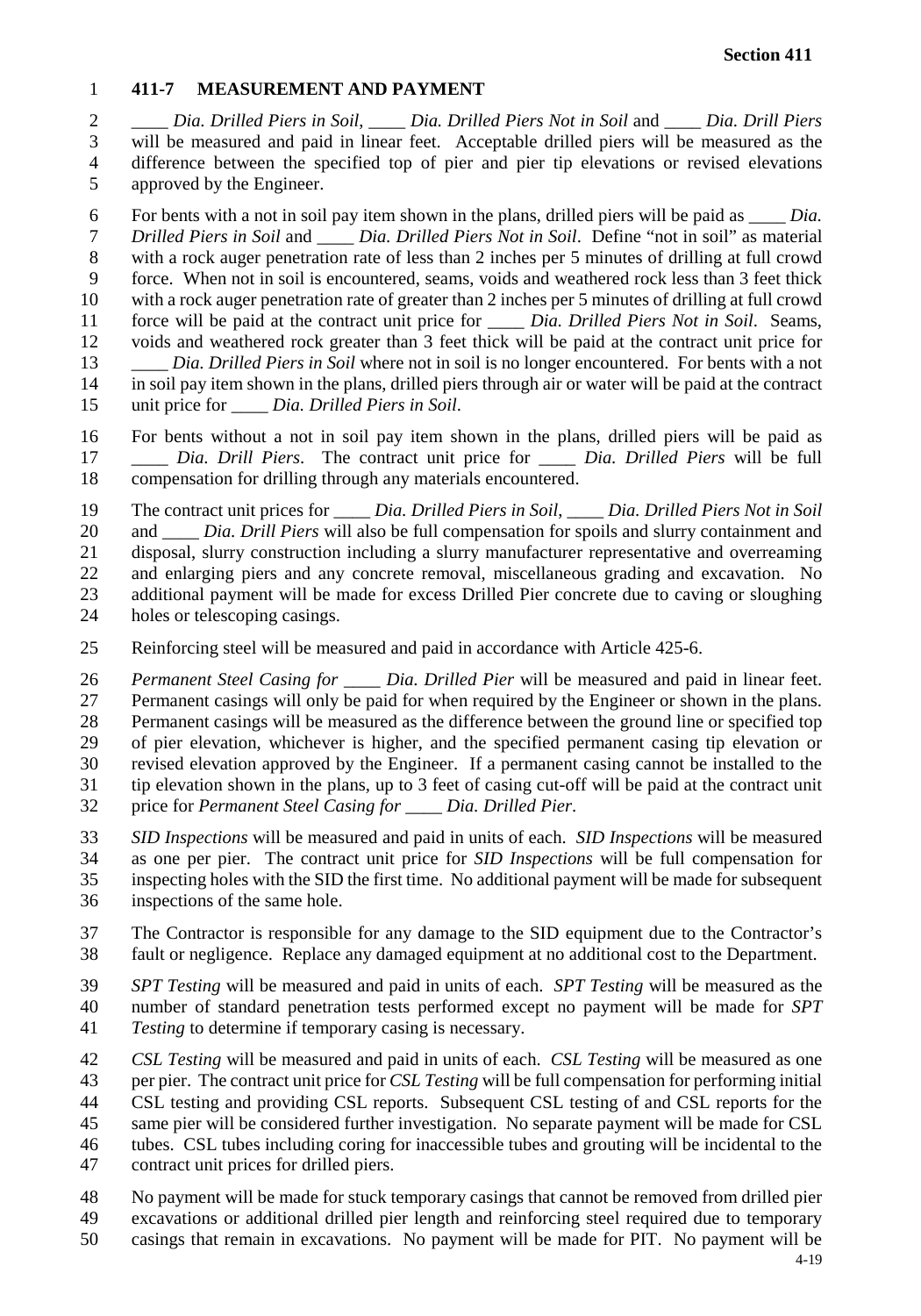## 411-7 MEASUREMENT AND PAYMENT

*____ Dia. Drilled Piers in Soil*, *____ Dia. Drilled Piers Not in Soil* and *____ Dia. Drill Piers* will be measured and paid in linear feet. Acceptable drilled piers will be measured as the difference between the specified top of pier and pier tip elevations or revised elevations approved by the Engineer.

For bents with a not in soil pay item shown in the plans, drilled piers will be paid as *____ Dia. Drilled Piers in Soil* and *____ Dia. Drilled Piers Not in Soil*. Define "not in soil" as material with a rock auger penetration rate of less than 2 inches per 5 minutes of drilling at full crowd force. When not in soil is encountered, seams, voids and weathered rock less than 3 feet thick with a rock auger penetration rate of greater than 2 inches per 5 minutes of drilling at full crowd force will be paid at the contract unit price for *____ Dia. Drilled Piers Not in Soil*. Seams, voids and weathered rock greater than 3 feet thick will be paid at the contract unit price for *____ Dia. Drilled Piers in Soil* where not in soil is no longer encountered. For bents with a not in soil pay item shown in the plans, drilled piers through air or water will be paid at the contract unit price for *____ Dia. Drilled Piers in Soil*.

For bents without a not in soil pay item shown in the plans, drilled piers will be paid as *____ Dia. Drill Piers*. The contract unit price for *____ Dia. Drilled Piers* will be full compensation for drilling through any materials encountered.

The contract unit prices for *____ Dia. Drilled Piers in Soil*, *____ Dia. Drilled Piers Not in Soil* and *____ Dia. Drill Piers* will also be full compensation for spoils and slurry containment and disposal, slurry construction including a slurry manufacturer representative and overreaming and enlarging piers and any concrete removal, miscellaneous grading and excavation. No additional payment will be made for excess Drilled Pier concrete due to caving or sloughing holes or telescoping casings.

Reinforcing steel will be measured and paid in accordance with Article 425-6.

*Permanent Steel Casing for ____ Dia. Drilled Pier* will be measured and paid in linear feet. Permanent casings will only be paid for when required by the Engineer or shown in the plans. Permanent casings will be measured as the difference between the ground line or specified top of pier elevation, whichever is higher, and the specified permanent casing tip elevation or revised elevation approved by the Engineer. If a permanent casing cannot be installed to the tip elevation shown in the plans, up to 3 feet of casing cut-off will be paid at the contract unit price for *Permanent Steel Casing for ____ Dia. Drilled Pier*.

*SID Inspections* will be measured and paid in units of each. *SID Inspections* will be measured as one per pier. The contract unit price for *SID Inspections* will be full compensation for inspecting holes with the SID the first time. No additional payment will be made for subsequent inspections of the same hole.

The Contractor is responsible for any damage to the SID equipment due to the Contractor's fault or negligence. Replace any damaged equipment at no additional cost to the Department.

*SPT Testing* will be measured and paid in units of each. *SPT Testing* will be measured as the number of standard penetration tests performed except no payment will be made for *SPT Testing* to determine if temporary casing is necessary.

*CSL Testing* will be measured and paid in units of each. *CSL Testing* will be measured as one per pier. The contract unit price for *CSL Testing* will be full compensation for performing initial CSL testing and providing CSL reports. Subsequent CSL testing of and CSL reports for the same pier will be considered further investigation. No separate payment will be made for CSL tubes. CSL tubes including coring for inaccessible tubes and grouting will be incidental to the contract unit prices for drilled piers.

No payment will be made for stuck temporary casings that cannot be removed from drilled pier excavations or additional drilled pier length and reinforcing steel required due to temporary casings that remain in excavations. No payment will be made for PIT. No payment will be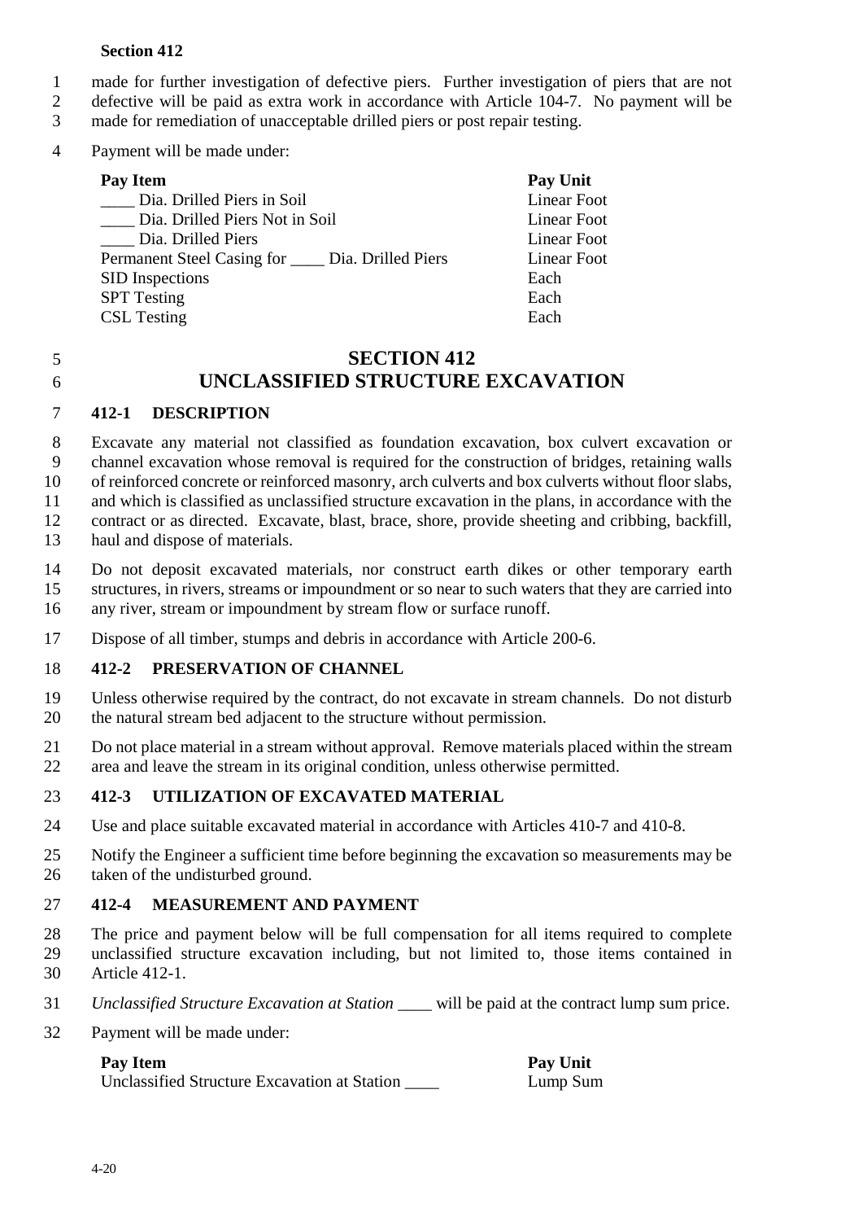made for further investigation of defective piers. Further investigation of piers that are not defective will be paid as extra work in accordance with Article 104-7. No payment will be made for remediation of unacceptable drilled piers or post repair testing.

Payment will be made under:

| Pay Item | Pay Unit |
|---|---|
| ____ Dia. Drilled Piers in Soil | Linear Foot |
| ____ Dia. Drilled Piers Not in Soil | Linear Foot |
| ____ Dia. Drilled Piers | Linear Foot |
| Permanent Steel Casing for ____ Dia. Drilled Piers | Linear Foot |
| SID Inspections | Each |
| SPT Testing | Each |
| CSL Testing | Each |

# SECTION 412
# UNCLASSIFIED STRUCTURE EXCAVATION

## 412-1 DESCRIPTION

Excavate any material not classified as foundation excavation, box culvert excavation or channel excavation whose removal is required for the construction of bridges, retaining walls of reinforced concrete or reinforced masonry, arch culverts and box culverts without floor slabs, and which is classified as unclassified structure excavation in the plans, in accordance with the contract or as directed. Excavate, blast, brace, shore, provide sheeting and cribbing, backfill, haul and dispose of materials.

Do not deposit excavated materials, nor construct earth dikes or other temporary earth structures, in rivers, streams or impoundment or so near to such waters that they are carried into any river, stream or impoundment by stream flow or surface runoff.

Dispose of all timber, stumps and debris in accordance with Article 200-6.

## 412-2 PRESERVATION OF CHANNEL

Unless otherwise required by the contract, do not excavate in stream channels. Do not disturb the natural stream bed adjacent to the structure without permission.

Do not place material in a stream without approval. Remove materials placed within the stream area and leave the stream in its original condition, unless otherwise permitted.

## 412-3 UTILIZATION OF EXCAVATED MATERIAL

Use and place suitable excavated material in accordance with Articles 410-7 and 410-8.

Notify the Engineer a sufficient time before beginning the excavation so measurements may be taken of the undisturbed ground.

## 412-4 MEASUREMENT AND PAYMENT

The price and payment below will be full compensation for all items required to complete unclassified structure excavation including, but not limited to, those items contained in Article 412-1.

*Unclassified Structure Excavation at Station ____* will be paid at the contract lump sum price.

Payment will be made under:

| Pay Item | Pay Unit |
|---|---|
| Unclassified Structure Excavation at Station ____ | Lump Sum |